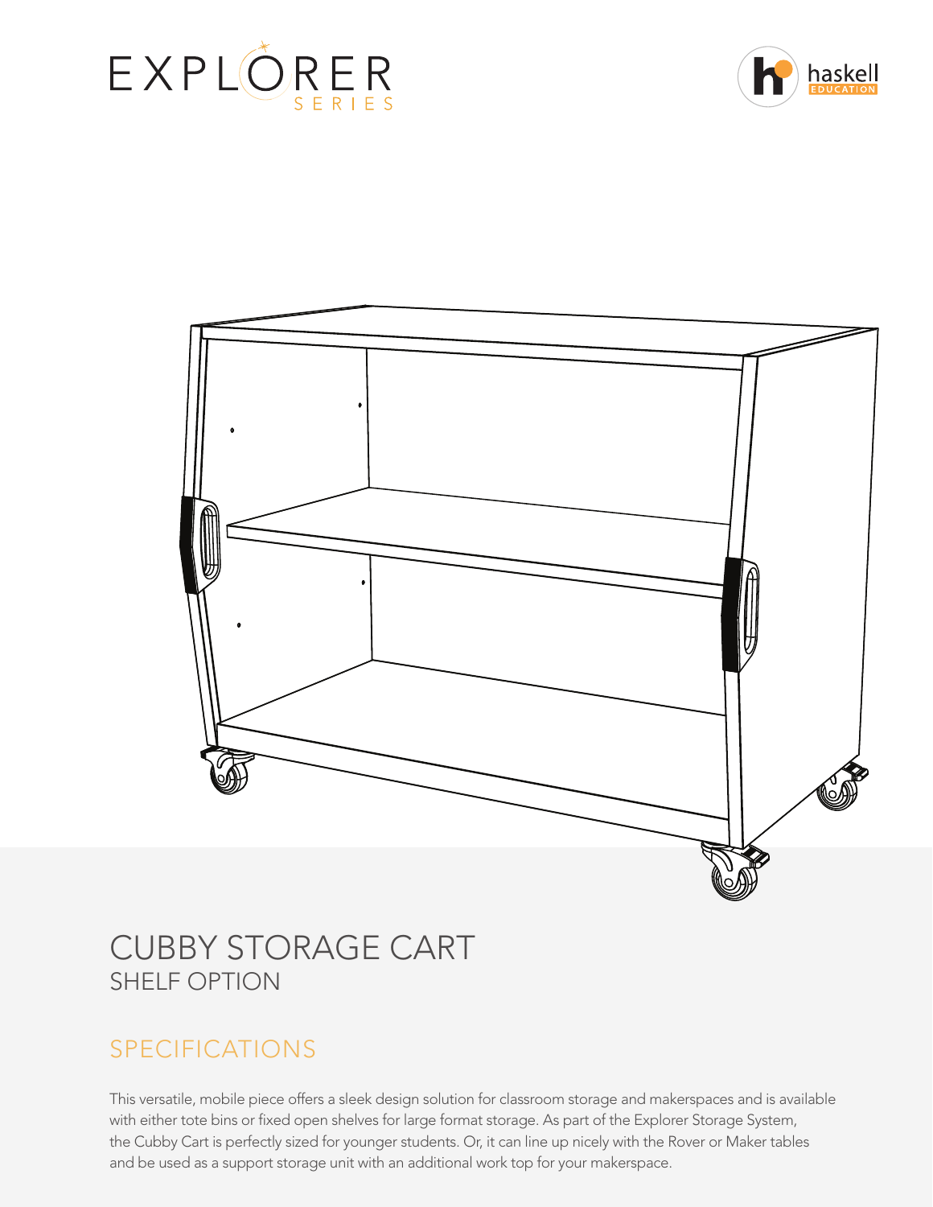# CUBBY STORAGE CART

## SHELF OPTION

## SPECIFICATIONS

This versatile, mobile piece offers a sleek design solution for classroom storage and makerspaces and is available with either tote bins or fixed open shelves for large format storage. As part of the Explorer Storage System, the Cubby Cart is perfectly sized for younger students. Or, it can line up nicely with the Rover or Maker tables and be used as a support storage unit with an additional work top for your makerspace.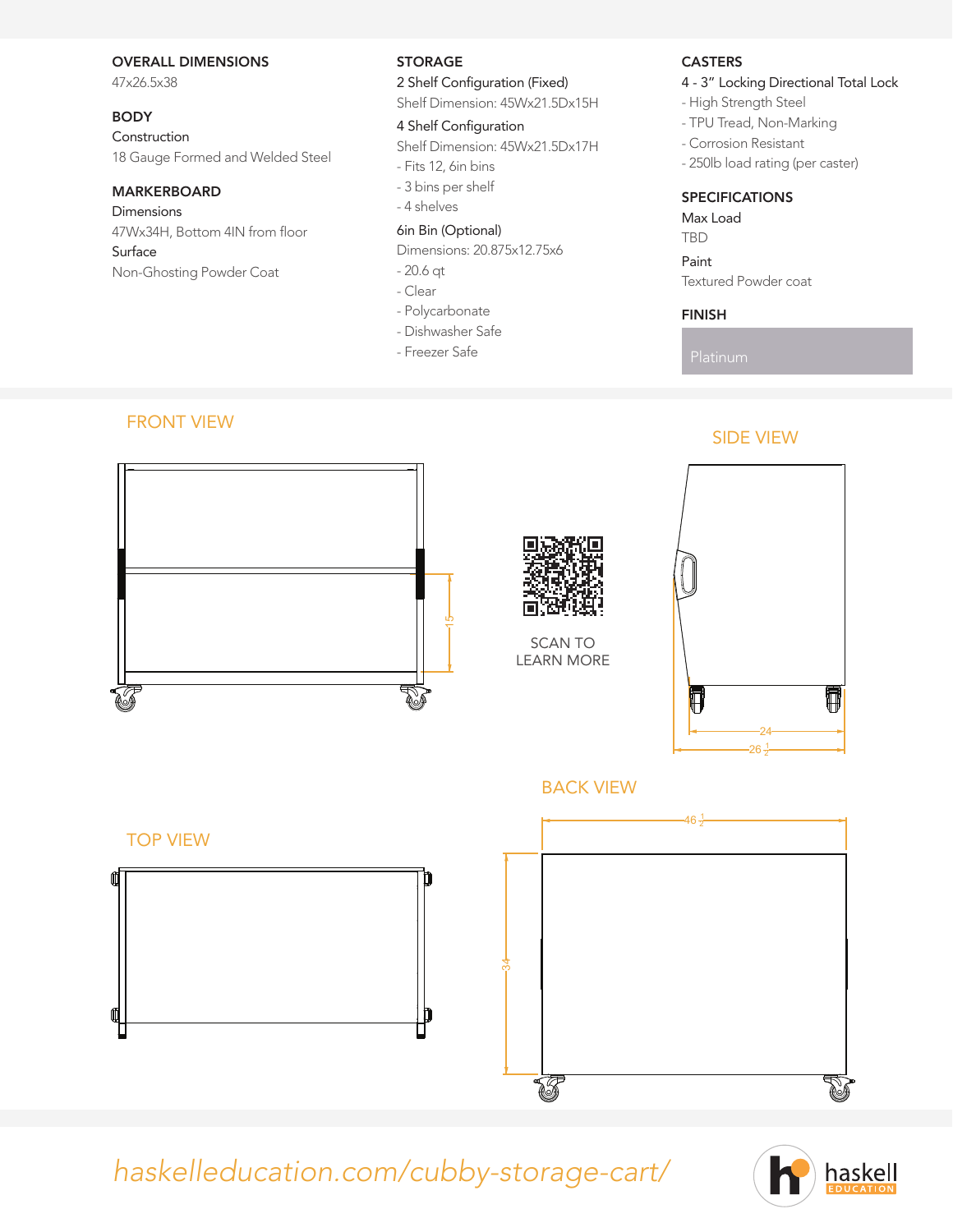## OVERALL DIMENSIONS

47x26.5x38

## BODY

Construction

18 Gauge Formed and Welded Steel

## MARKERBOARD

Dimensions

47Wx34H, Bottom 4IN from floor

Surface

Non-Ghosting Powder Coat

## STORAGE

2 Shelf Configuration (Fixed)

Shelf Dimension: 45Wx21.5Dx15H

4 Shelf Configuration

Shelf Dimension: 45Wx21.5Dx17H

- Fits 12, 6in bins
- 3 bins per shelf
- 4 shelves

6in Bin (Optional)

Dimensions: 20.875x12.75x6

- 20.6 qt
- Clear
- Polycarbonate
- Dishwasher Safe
- Freezer Safe

## CASTERS

4 - 3" Locking Directional Total Lock

- High Strength Steel
- TPU Tread, Non-Marking
- Corrosion Resistant
- 250lb load rating (per caster)

## SPECIFICATIONS

Max Load

TBD

Paint

Textured Powder coat

## FINISH

Platinum

FRONT VIEW

15

SCAN TO LEARN MORE

SIDE VIEW

24

26 1/2

BACK VIEW

46 1/2

34

TOP VIEW

*haskelleducation.com/cubby-storage-cart/*

haskell EDUCATION